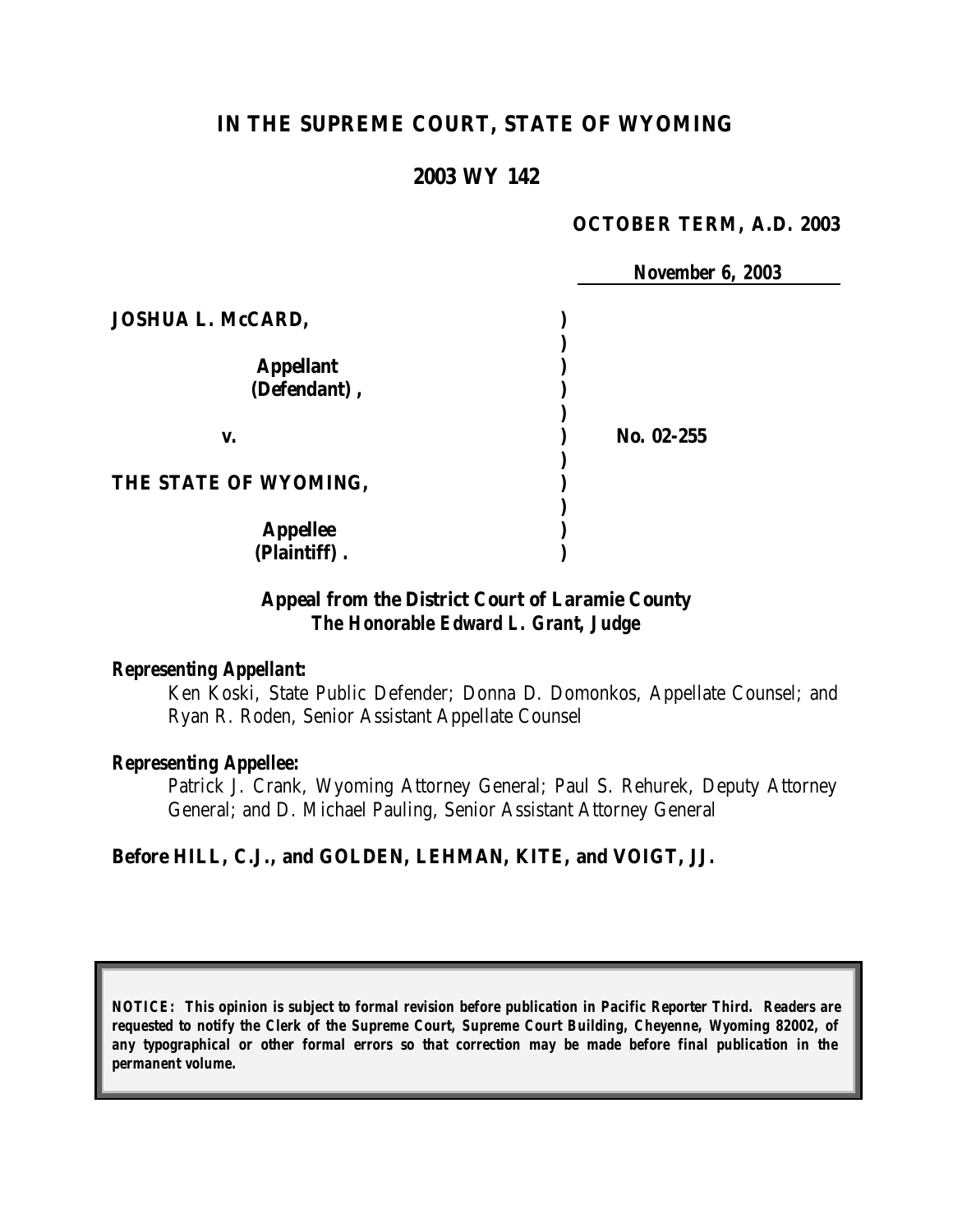# IN THE SUPREME COURT, STATE OF WYOMING

## 2003 WY 142

**OCTOBER TERM, A.D. 2003**

**November 6, 2003**

**JOSHUA L. McCARD,**

**Appellant (Defendant),**

**v.** **No. 02-255**

**THE STATE OF WYOMING,**

**Appellee (Plaintiff).**

**Appeal from the District Court of Laramie County**
***The Honorable Edward L. Grant, Judge***

***Representing Appellant:***
Ken Koski, State Public Defender; Donna D. Domonkos, Appellate Counsel; and Ryan R. Roden, Senior Assistant Appellate Counsel

***Representing Appellee:***
Patrick J. Crank, Wyoming Attorney General; Paul S. Rehurek, Deputy Attorney General; and D. Michael Pauling, Senior Assistant Attorney General

**Before HILL, C.J., and GOLDEN, LEHMAN, KITE, and VOIGT, JJ.**

***NOTICE: This opinion is subject to formal revision before publication in Pacific Reporter Third. Readers are requested to notify the Clerk of the Supreme Court, Supreme Court Building, Cheyenne, Wyoming 82002, of any typographical or other formal errors so that correction may be made before final publication in the permanent volume.***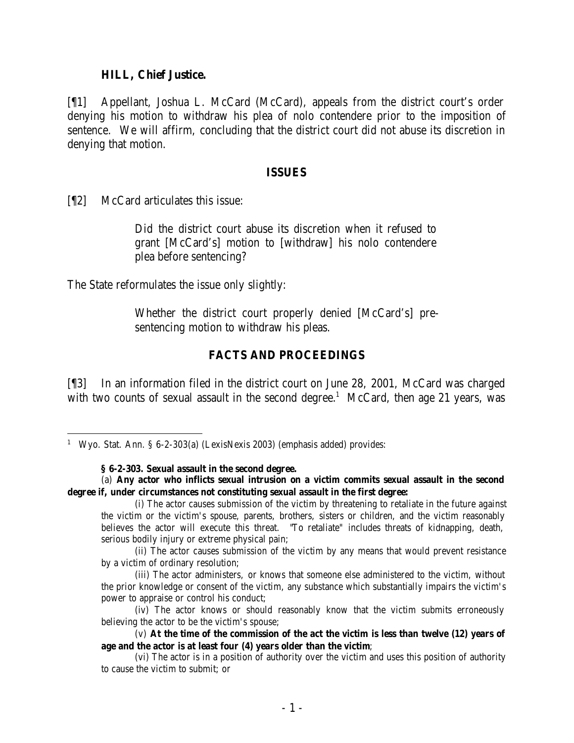**HILL, Chief Justice.**

[¶1] Appellant, Joshua L. McCard (McCard), appeals from the district court's order denying his motion to withdraw his plea of nolo contendere prior to the imposition of sentence. We will affirm, concluding that the district court did not abuse its discretion in denying that motion.

## ISSUES

[¶2] McCard articulates this issue:

> Did the district court abuse its discretion when it refused to grant [McCard's] motion to [withdraw] his nolo contendere plea before sentencing?

The State reformulates the issue only slightly:

> Whether the district court properly denied [McCard's] pre-sentencing motion to withdraw his pleas.

## FACTS AND PROCEEDINGS

[¶3] In an information filed in the district court on June 28, 2001, McCard was charged with two counts of sexual assault in the second degree.[1] McCard, then age 21 years, was

---

[1] Wyo. Stat. Ann. § 6-2-303(a) (LexisNexis 2003) (emphasis added) provides:

> **§ 6-2-303. Sexual assault in the second degree.**
>
> (a) **Any actor who inflicts sexual intrusion on a victim commits sexual assault in the second degree if, under circumstances not constituting sexual assault in the first degree:**
>
> (i) The actor causes submission of the victim by threatening to retaliate in the future against the victim or the victim's spouse, parents, brothers, sisters or children, and the victim reasonably believes the actor will execute this threat. "To retaliate" includes threats of kidnapping, death, serious bodily injury or extreme physical pain;
>
> (ii) The actor causes submission of the victim by any means that would prevent resistance by a victim of ordinary resolution;
>
> (iii) The actor administers, or knows that someone else administered to the victim, without the prior knowledge or consent of the victim, any substance which substantially impairs the victim's power to appraise or control his conduct;
>
> (iv) The actor knows or should reasonably know that the victim submits erroneously believing the actor to be the victim's spouse;
>
> (v) **At the time of the commission of the act the victim is less than twelve (12) years of age and the actor is at least four (4) years older than the victim**;
>
> (vi) The actor is in a position of authority over the victim and uses this position of authority to cause the victim to submit; or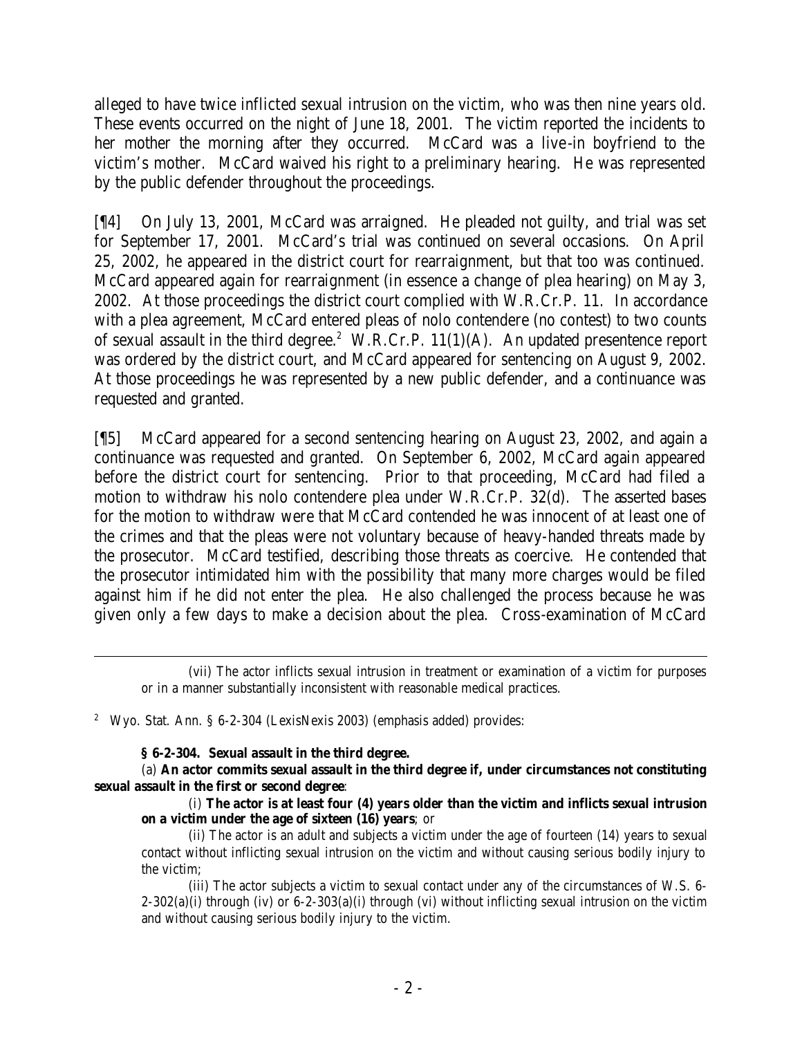alleged to have twice inflicted sexual intrusion on the victim, who was then nine years old. These events occurred on the night of June 18, 2001. The victim reported the incidents to her mother the morning after they occurred. McCard was a live-in boyfriend to the victim's mother. McCard waived his right to a preliminary hearing. He was represented by the public defender throughout the proceedings.

[¶4] On July 13, 2001, McCard was arraigned. He pleaded not guilty, and trial was set for September 17, 2001. McCard's trial was continued on several occasions. On April 25, 2002, he appeared in the district court for rearraignment, but that too was continued. McCard appeared again for rearraignment (in essence a change of plea hearing) on May 3, 2002. At those proceedings the district court complied with W.R.Cr.P. 11. In accordance with a plea agreement, McCard entered pleas of nolo contendere (no contest) to two counts of sexual assault in the third degree.[2] W.R.Cr.P. 11(1)(A). An updated presentence report was ordered by the district court, and McCard appeared for sentencing on August 9, 2002. At those proceedings he was represented by a new public defender, and a continuance was requested and granted.

[¶5] McCard appeared for a second sentencing hearing on August 23, 2002, and again a continuance was requested and granted. On September 6, 2002, McCard again appeared before the district court for sentencing. Prior to that proceeding, McCard had filed a motion to withdraw his nolo contendere plea under W.R.Cr.P. 32(d). The asserted bases for the motion to withdraw were that McCard contended he was innocent of at least one of the crimes and that the pleas were not voluntary because of heavy-handed threats made by the prosecutor. McCard testified, describing those threats as coercive. He contended that the prosecutor intimidated him with the possibility that many more charges would be filed against him if he did not enter the plea. He also challenged the process because he was given only a few days to make a decision about the plea. Cross-examination of McCard

---

(vii) The actor inflicts sexual intrusion in treatment or examination of a victim for purposes or in a manner substantially inconsistent with reasonable medical practices.

[2] Wyo. Stat. Ann. § 6-2-304 (LexisNexis 2003) (emphasis added) provides:

**§ 6-2-304. Sexual assault in the third degree.**

(a) **An actor commits sexual assault in the third degree if, under circumstances not constituting sexual assault in the first or second degree**:

(i) **The actor is at least four (4) years older than the victim and inflicts sexual intrusion on a victim under the age of sixteen (16) years**; or

(ii) The actor is an adult and subjects a victim under the age of fourteen (14) years to sexual contact without inflicting sexual intrusion on the victim and without causing serious bodily injury to the victim;

(iii) The actor subjects a victim to sexual contact under any of the circumstances of W.S. 6-2-302(a)(i) through (iv) or 6-2-303(a)(i) through (vi) without inflicting sexual intrusion on the victim and without causing serious bodily injury to the victim.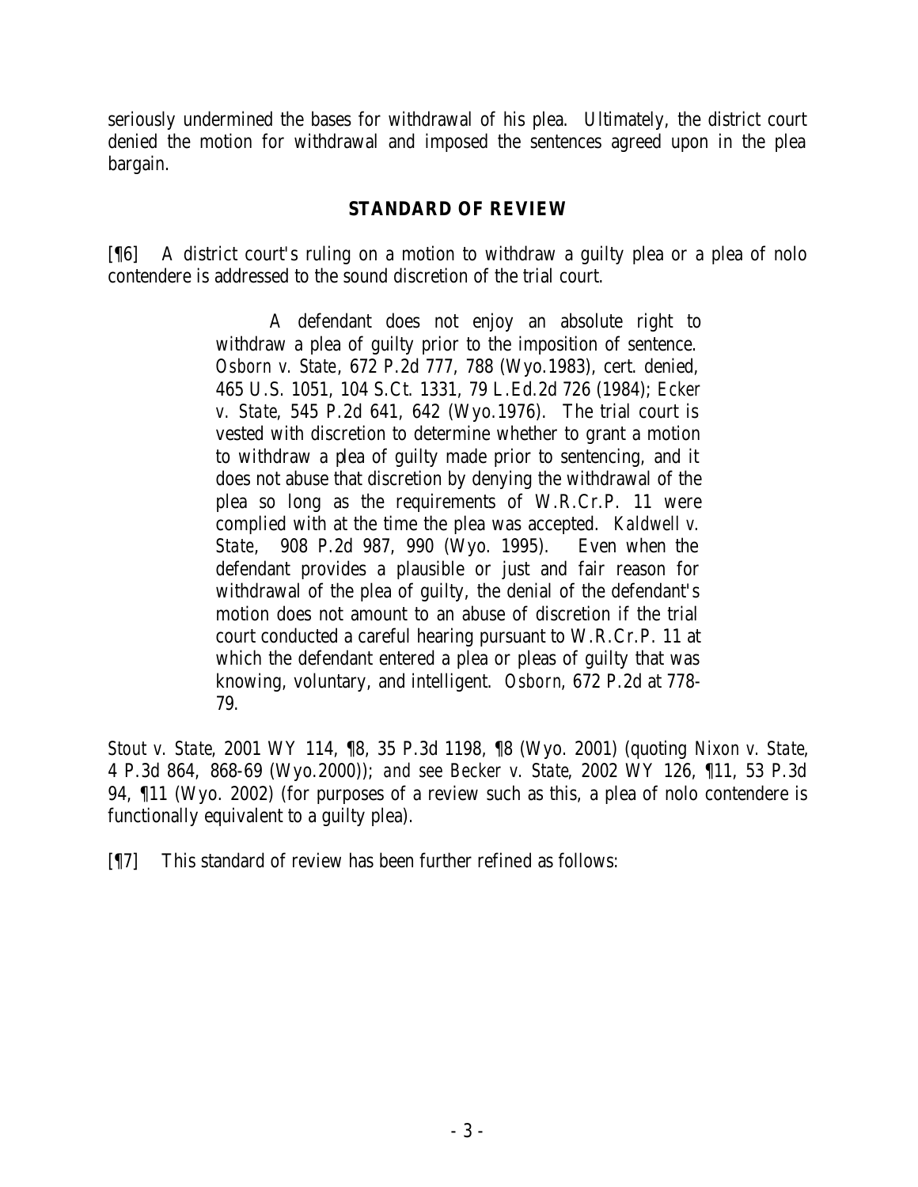seriously undermined the bases for withdrawal of his plea. Ultimately, the district court denied the motion for withdrawal and imposed the sentences agreed upon in the plea bargain.

## STANDARD OF REVIEW

[¶6] A district court's ruling on a motion to withdraw a guilty plea or a plea of nolo contendere is addressed to the sound discretion of the trial court.

> A defendant does not enjoy an absolute right to withdraw a plea of guilty prior to the imposition of sentence. *Osborn v. State*, 672 P.2d 777, 788 (Wyo.1983), cert. denied, 465 U.S. 1051, 104 S.Ct. 1331, 79 L.Ed.2d 726 (1984); *Ecker v. State*, 545 P.2d 641, 642 (Wyo.1976). The trial court is vested with discretion to determine whether to grant a motion to withdraw a plea of guilty made prior to sentencing, and it does not abuse that discretion by denying the withdrawal of the plea so long as the requirements of W.R.Cr.P. 11 were complied with at the time the plea was accepted. *Kaldwell v. State*, 908 P.2d 987, 990 (Wyo. 1995). Even when the defendant provides a plausible or just and fair reason for withdrawal of the plea of guilty, the denial of the defendant's motion does not amount to an abuse of discretion if the trial court conducted a careful hearing pursuant to W.R.Cr.P. 11 at which the defendant entered a plea or pleas of guilty that was knowing, voluntary, and intelligent. *Osborn*, 672 P.2d at 778-79.

*Stout v. State*, 2001 WY 114, ¶8, 35 P.3d 1198, ¶8 (Wyo. 2001) (quoting *Nixon v. State*, 4 P.3d 864, 868-69 (Wyo.2000)); *and see Becker v. State*, 2002 WY 126, ¶11, 53 P.3d 94, ¶11 (Wyo. 2002) (for purposes of a review such as this, a plea of nolo contendere is functionally equivalent to a guilty plea).

[¶7] This standard of review has been further refined as follows: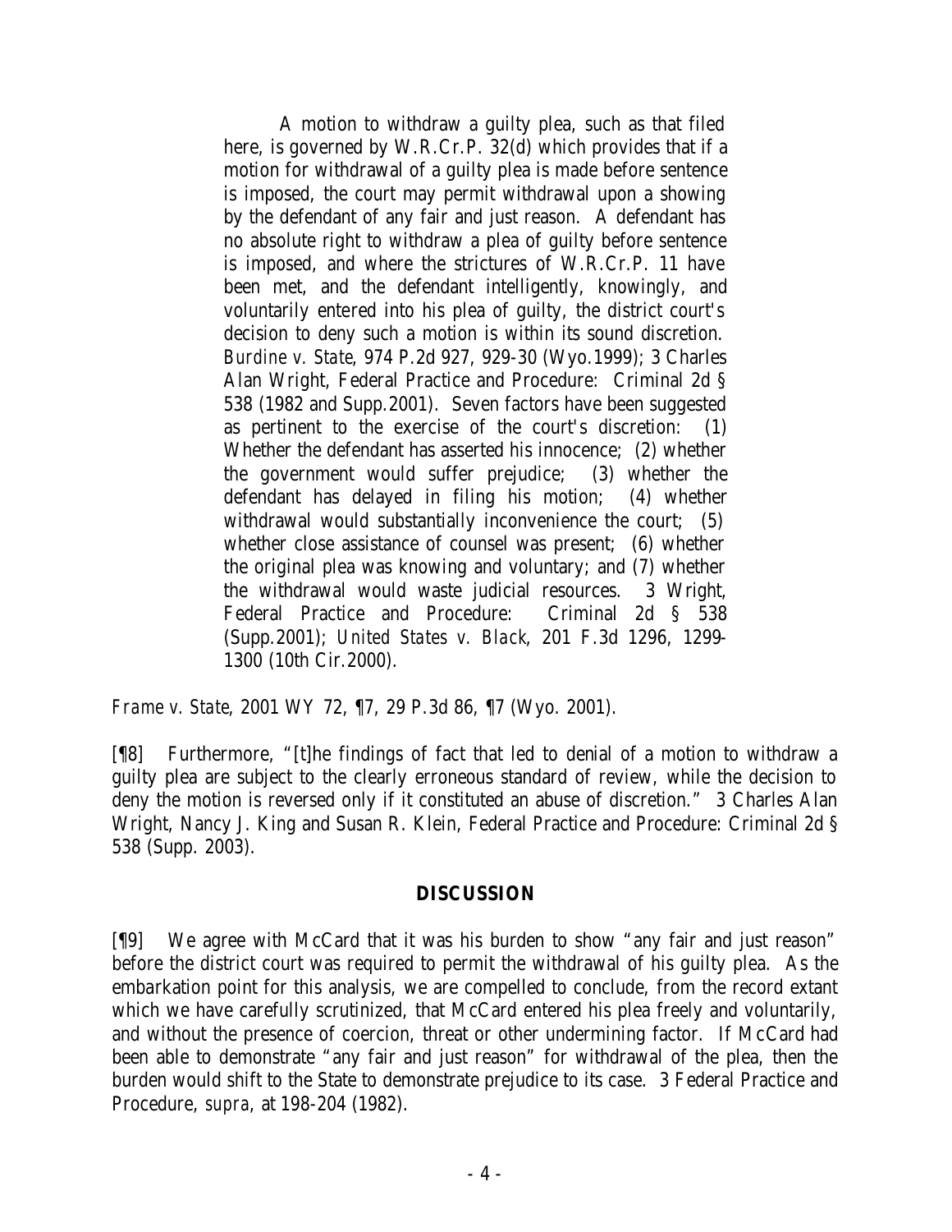> A motion to withdraw a guilty plea, such as that filed here, is governed by W.R.Cr.P. 32(d) which provides that if a motion for withdrawal of a guilty plea is made before sentence is imposed, the court may permit withdrawal upon a showing by the defendant of any fair and just reason. A defendant has no absolute right to withdraw a plea of guilty before sentence is imposed, and where the strictures of W.R.Cr.P. 11 have been met, and the defendant intelligently, knowingly, and voluntarily entered into his plea of guilty, the district court's decision to deny such a motion is within its sound discretion. *Burdine v. State*, 974 P.2d 927, 929-30 (Wyo.1999); 3 Charles Alan Wright, Federal Practice and Procedure: Criminal 2d § 538 (1982 and Supp.2001). Seven factors have been suggested as pertinent to the exercise of the court's discretion: (1) Whether the defendant has asserted his innocence; (2) whether the government would suffer prejudice; (3) whether the defendant has delayed in filing his motion; (4) whether withdrawal would substantially inconvenience the court; (5) whether close assistance of counsel was present; (6) whether the original plea was knowing and voluntary; and (7) whether the withdrawal would waste judicial resources. 3 Wright, Federal Practice and Procedure: Criminal 2d § 538 (Supp.2001); *United States v. Black*, 201 F.3d 1296, 1299-1300 (10th Cir.2000).

*Frame v. State*, 2001 WY 72, ¶7, 29 P.3d 86, ¶7 (Wyo. 2001).

[¶8] Furthermore, "[t]he findings of fact that led to denial of a motion to withdraw a guilty plea are subject to the clearly erroneous standard of review, while the decision to deny the motion is reversed only if it constituted an abuse of discretion." 3 Charles Alan Wright, Nancy J. King and Susan R. Klein, Federal Practice and Procedure: Criminal 2d § 538 (Supp. 2003).

## DISCUSSION

[¶9] We agree with McCard that it was his burden to show "any fair and just reason" before the district court was required to permit the withdrawal of his guilty plea. As the embarkation point for this analysis, we are compelled to conclude, from the record extant which we have carefully scrutinized, that McCard entered his plea freely and voluntarily, and without the presence of coercion, threat or other undermining factor. If McCard had been able to demonstrate "any fair and just reason" for withdrawal of the plea, then the burden would shift to the State to demonstrate prejudice to its case. 3 Federal Practice and Procedure, *supra*, at 198-204 (1982).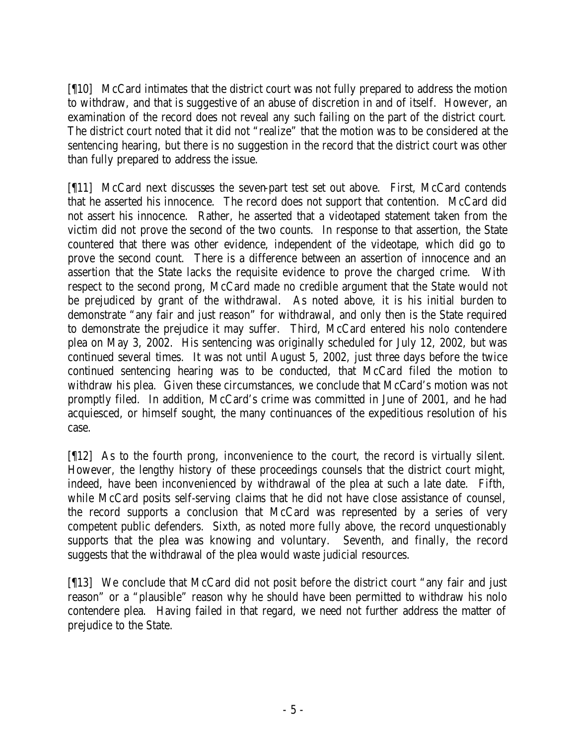[¶10] McCard intimates that the district court was not fully prepared to address the motion to withdraw, and that is suggestive of an abuse of discretion in and of itself. However, an examination of the record does not reveal any such failing on the part of the district court. The district court noted that it did not "realize" that the motion was to be considered at the sentencing hearing, but there is no suggestion in the record that the district court was other than fully prepared to address the issue.

[¶11] McCard next discusses the seven-part test set out above. First, McCard contends that he asserted his innocence. The record does not support that contention. McCard did not assert his innocence. Rather, he asserted that a videotaped statement taken from the victim did not prove the second of the two counts. In response to that assertion, the State countered that there was other evidence, independent of the videotape, which did go to prove the second count. There is a difference between an assertion of innocence and an assertion that the State lacks the requisite evidence to prove the charged crime. With respect to the second prong, McCard made no credible argument that the State would not be prejudiced by grant of the withdrawal. As noted above, it is his initial burden to demonstrate "any fair and just reason" for withdrawal, and only then is the State required to demonstrate the prejudice it may suffer. Third, McCard entered his nolo contendere plea on May 3, 2002. His sentencing was originally scheduled for July 12, 2002, but was continued several times. It was not until August 5, 2002, just three days before the twice continued sentencing hearing was to be conducted, that McCard filed the motion to withdraw his plea. Given these circumstances, we conclude that McCard's motion was not promptly filed. In addition, McCard's crime was committed in June of 2001, and he had acquiesced, or himself sought, the many continuances of the expeditious resolution of his case.

[¶12] As to the fourth prong, inconvenience to the court, the record is virtually silent. However, the lengthy history of these proceedings counsels that the district court might, indeed, have been inconvenienced by withdrawal of the plea at such a late date. Fifth, while McCard posits self-serving claims that he did not have close assistance of counsel, the record supports a conclusion that McCard was represented by a series of very competent public defenders. Sixth, as noted more fully above, the record unquestionably supports that the plea was knowing and voluntary. Seventh, and finally, the record suggests that the withdrawal of the plea would waste judicial resources.

[¶13] We conclude that McCard did not posit before the district court "any fair and just reason" or a "plausible" reason why he should have been permitted to withdraw his nolo contendere plea. Having failed in that regard, we need not further address the matter of prejudice to the State.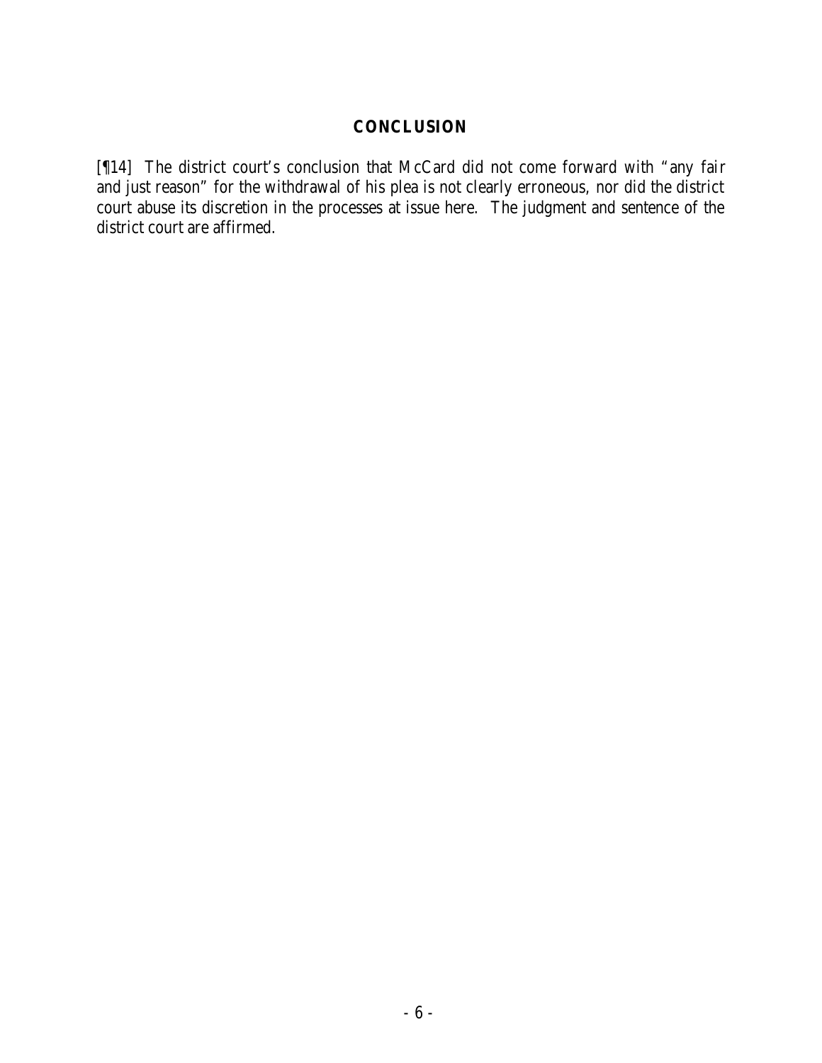## CONCLUSION

[¶14] The district court's conclusion that McCard did not come forward with "any fair and just reason" for the withdrawal of his plea is not clearly erroneous, nor did the district court abuse its discretion in the processes at issue here. The judgment and sentence of the district court are affirmed.